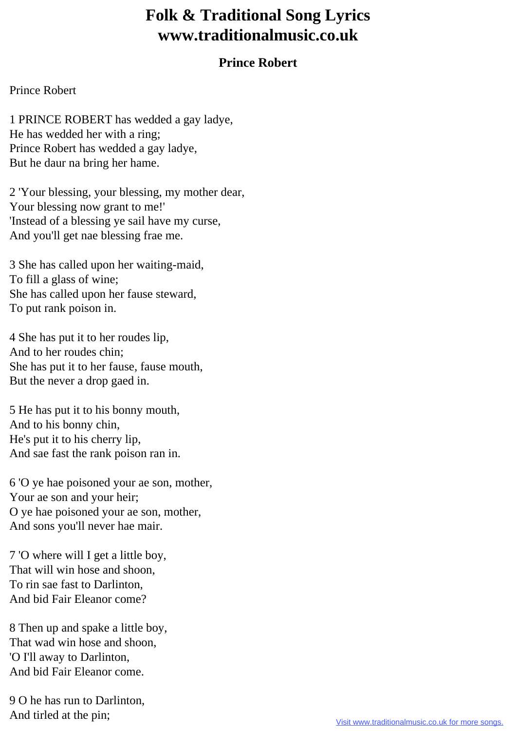# Folk & Traditional Song Lyrics
# www.traditionalmusic.co.uk

## Prince Robert

Prince Robert

1 PRINCE ROBERT has wedded a gay ladye,
He has wedded her with a ring;
Prince Robert has wedded a gay ladye,
But he daur na bring her hame.

2 'Your blessing, your blessing, my mother dear,
Your blessing now grant to me!'
'Instead of a blessing ye sail have my curse,
And you'll get nae blessing frae me.

3 She has called upon her waiting-maid,
To fill a glass of wine;
She has called upon her fause steward,
To put rank poison in.

4 She has put it to her roudes lip,
And to her roudes chin;
She has put it to her fause, fause mouth,
But the never a drop gaed in.

5 He has put it to his bonny mouth,
And to his bonny chin,
He's put it to his cherry lip,
And sae fast the rank poison ran in.

6 'O ye hae poisoned your ae son, mother,
Your ae son and your heir;
O ye hae poisoned your ae son, mother,
And sons you'll never hae mair.

7 'O where will I get a little boy,
That will win hose and shoon,
To rin sae fast to Darlinton,
And bid Fair Eleanor come?

8 Then up and spake a little boy,
That wad win hose and shoon,
'O I'll away to Darlinton,
And bid Fair Eleanor come.

9 O he has run to Darlinton,
And tirled at the pin;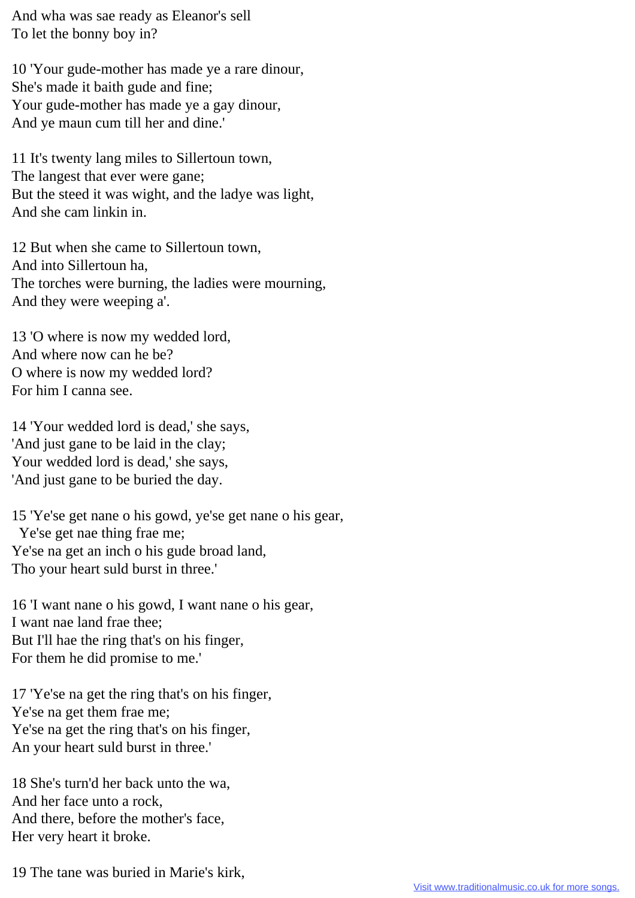And wha was sae ready as Eleanor's sell
To let the bonny boy in?

10 'Your gude-mother has made ye a rare dinour,
She's made it baith gude and fine;
Your gude-mother has made ye a gay dinour,
And ye maun cum till her and dine.'

11 It's twenty lang miles to Sillertoun town,
The langest that ever were gane;
But the steed it was wight, and the ladye was light,
And she cam linkin in.

12 But when she came to Sillertoun town,
And into Sillertoun ha,
The torches were burning, the ladies were mourning,
And they were weeping a'.

13 'O where is now my wedded lord,
And where now can he be?
O where is now my wedded lord?
For him I canna see.

14 'Your wedded lord is dead,' she says,
'And just gane to be laid in the clay;
Your wedded lord is dead,' she says,
'And just gane to be buried the day.

15 'Ye'se get nane o his gowd, ye'se get nane o his gear,
  Ye'se get nae thing frae me;
Ye'se na get an inch o his gude broad land,
Tho your heart suld burst in three.'

16 'I want nane o his gowd, I want nane o his gear,
I want nae land frae thee;
But I'll hae the ring that's on his finger,
For them he did promise to me.'

17 'Ye'se na get the ring that's on his finger,
Ye'se na get them frae me;
Ye'se na get the ring that's on his finger,
An your heart suld burst in three.'

18 She's turn'd her back unto the wa,
And her face unto a rock,
And there, before the mother's face,
Her very heart it broke.

19 The tane was buried in Marie's kirk,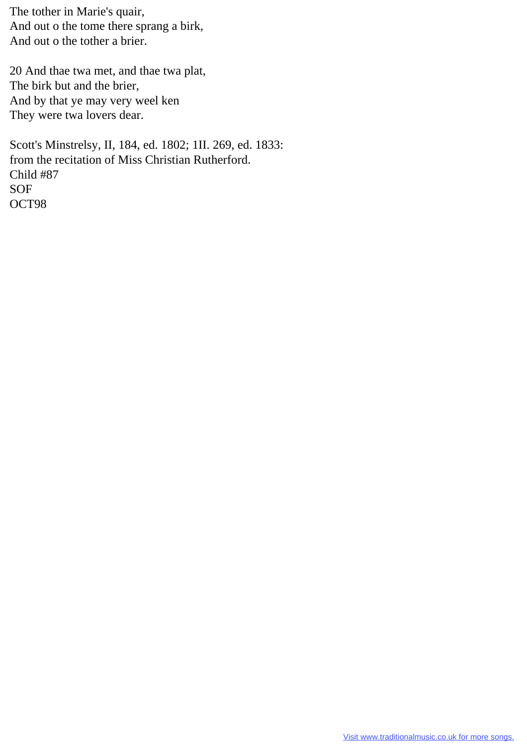The tother in Marie's quair,
And out o the tome there sprang a birk,
And out o the tother a brier.

20 And thae twa met, and thae twa plat,
The birk but and the brier,
And by that ye may very weel ken
They were twa lovers dear.

Scott's Minstrelsy, II, 184, ed. 1802; 1II. 269, ed. 1833:
from the recitation of Miss Christian Rutherford.
Child #87
SOF
OCT98

Visit www.traditionalmusic.co.uk for more songs.